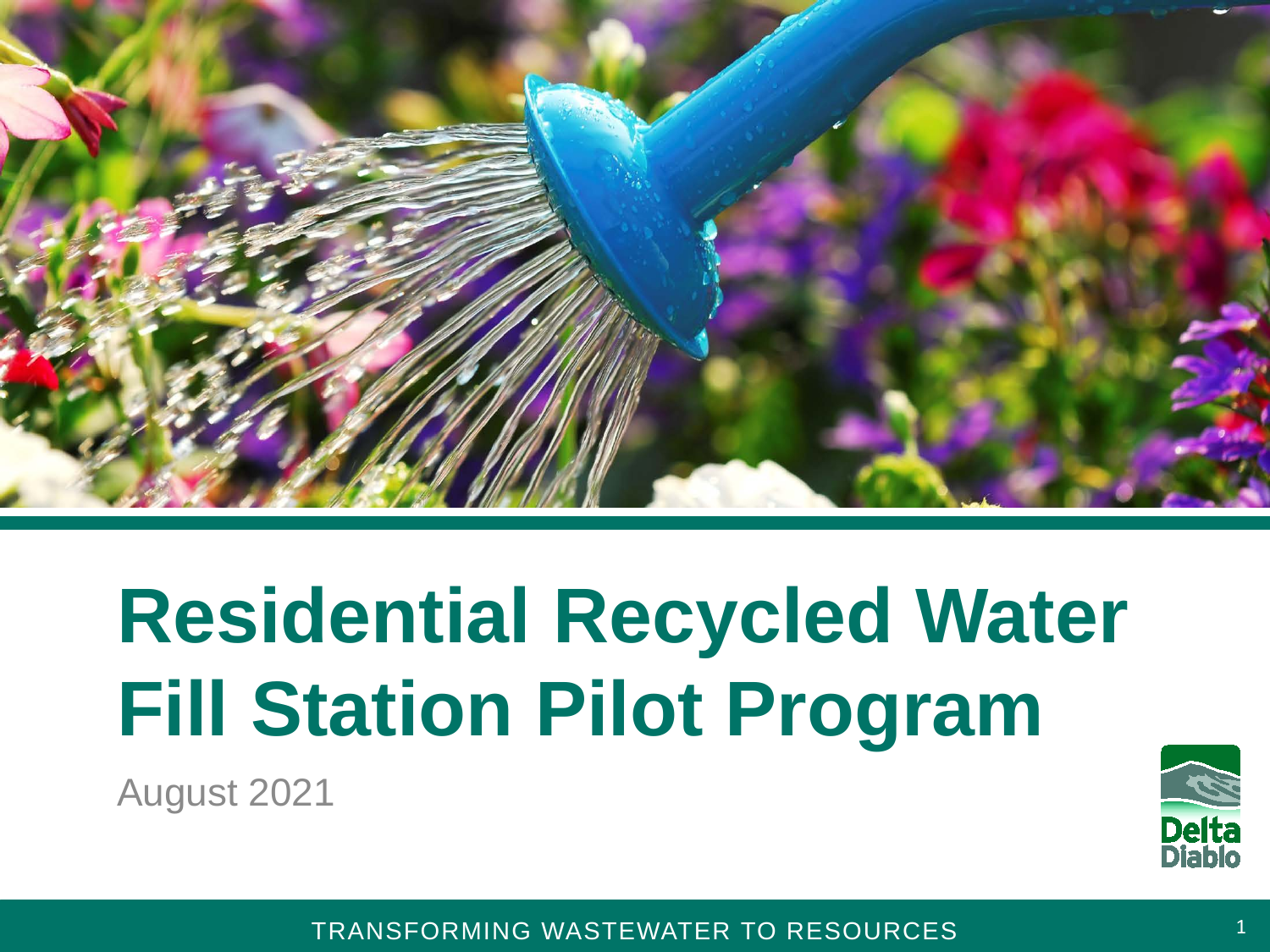# Residential Recycled Water Fill Station Pilot Program

August 2021

Delta Diablo

TRANSFORMING WASTEWATER TO RESOURCES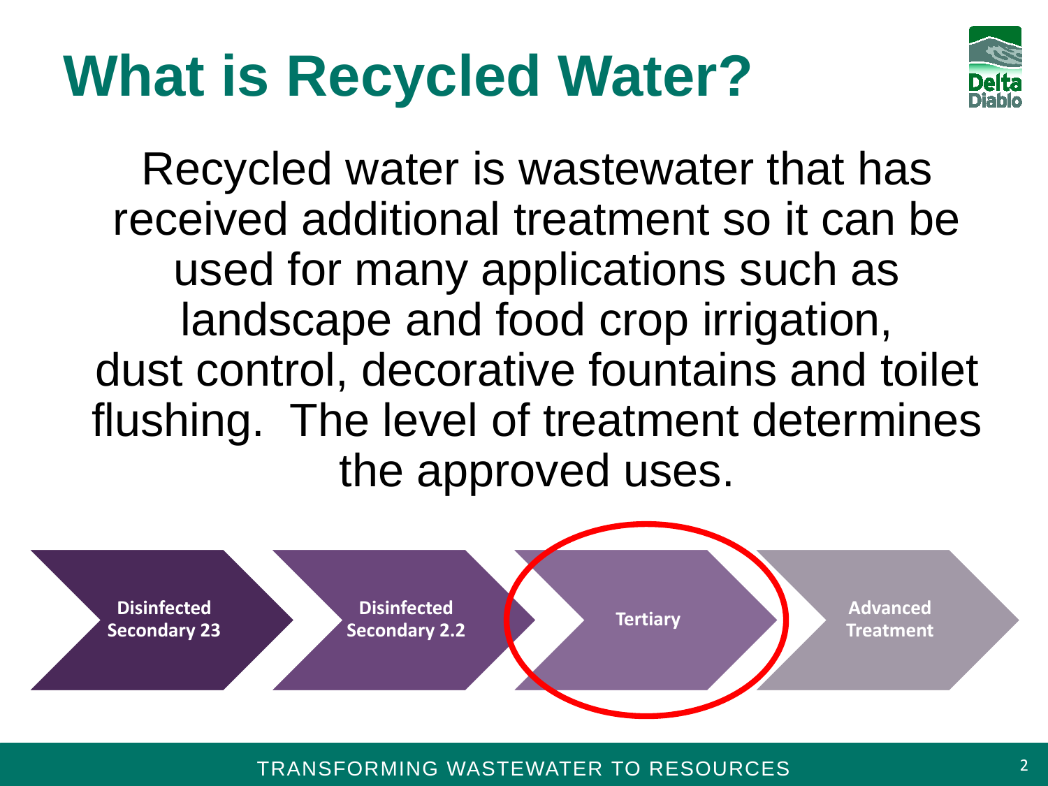# What is Recycled Water?

Recycled water is wastewater that has received additional treatment so it can be used for many applications such as landscape and food crop irrigation, dust control, decorative fountains and toilet flushing. The level of treatment determines the approved uses.

- **Disinfected Secondary 23**
- **Disinfected Secondary 2.2**
- **Tertiary**
- **Advanced Treatment**

TRANSFORMING WASTEWATER TO RESOURCES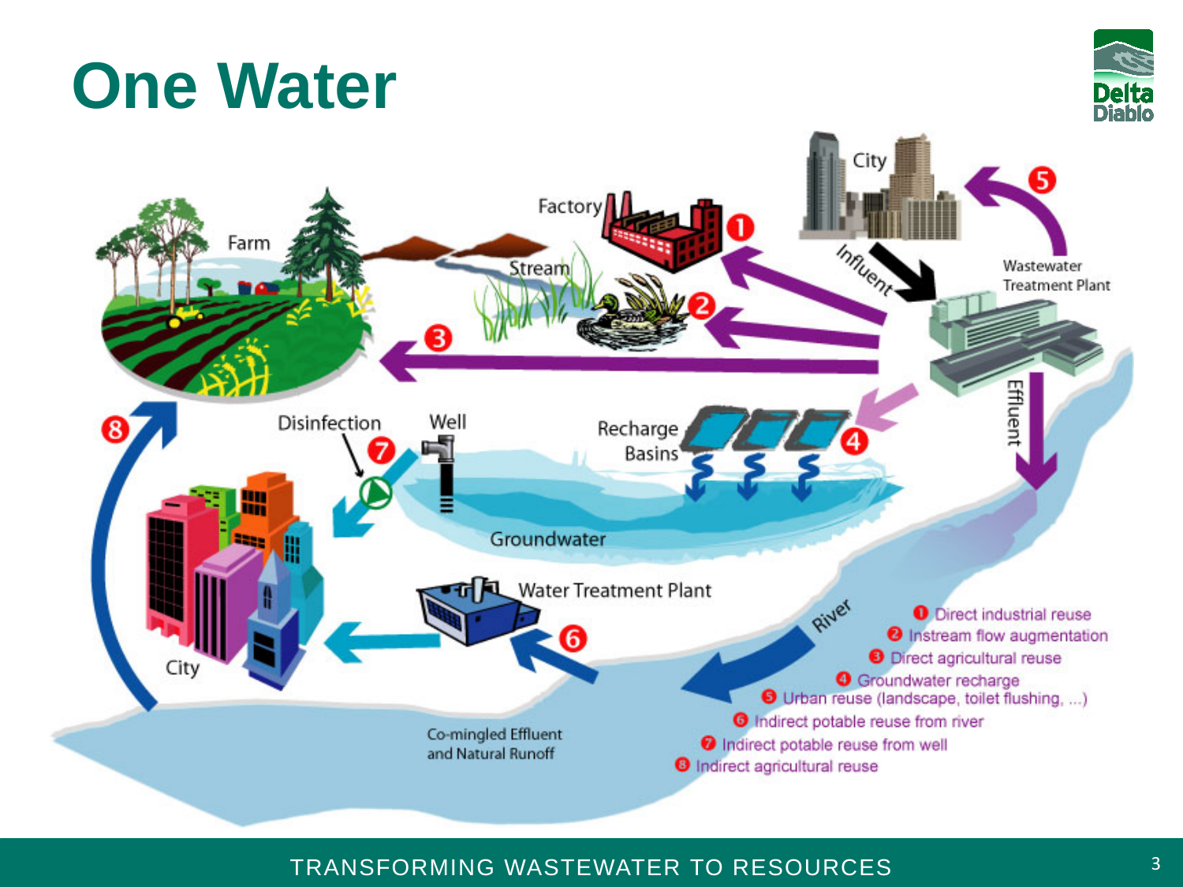# One Water

Farm

Factory

Stream

City

Influent

Wastewater Treatment Plant

Effluent

Disinfection

Well

Recharge Basins

Groundwater

Water Treatment Plant

City

River

Co-mingled Effluent and Natural Runoff

1. Direct industrial reuse
2. Instream flow augmentation
3. Direct agricultural reuse
4. Groundwater recharge
5. Urban reuse (landscape, toilet flushing, ...)
6. Indirect potable reuse from river
7. Indirect potable reuse from well
8. Indirect agricultural reuse

TRANSFORMING WASTEWATER TO RESOURCES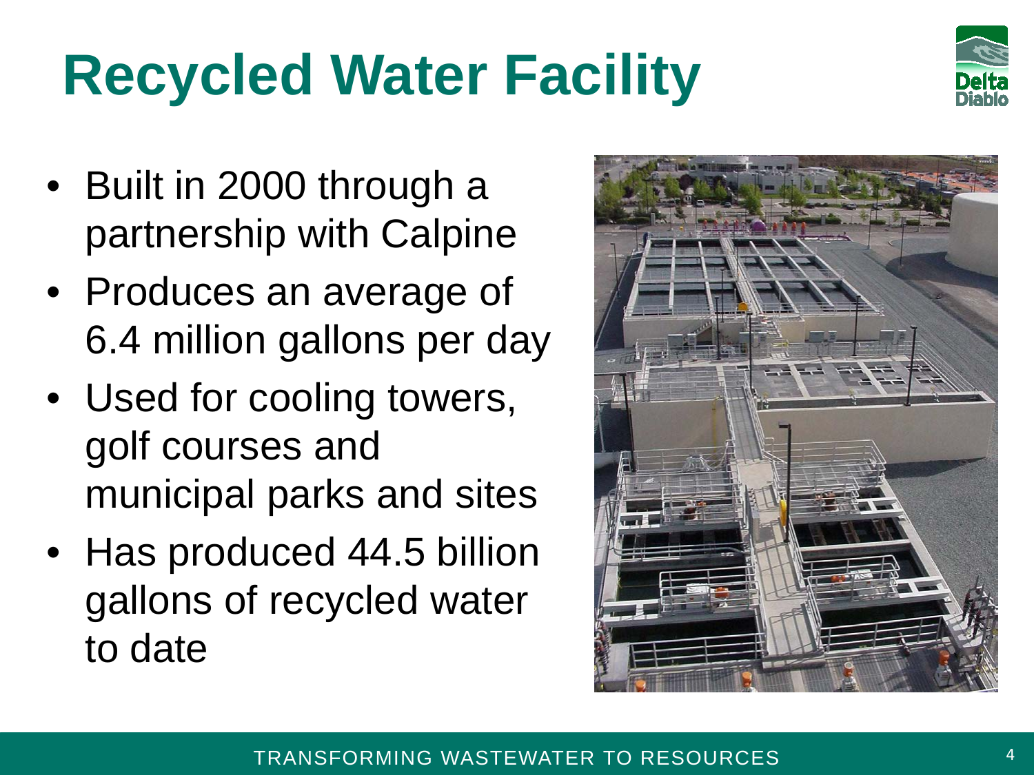# Recycled Water Facility

- Built in 2000 through a partnership with Calpine
- Produces an average of 6.4 million gallons per day
- Used for cooling towers, golf courses and municipal parks and sites
- Has produced 44.5 billion gallons of recycled water to date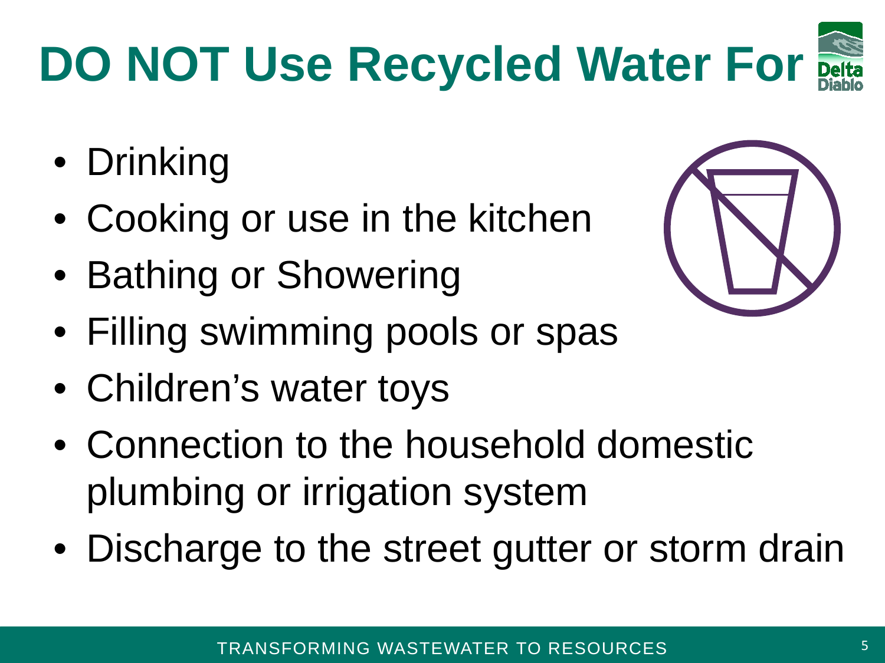# DO NOT Use Recycled Water For

- Drinking
- Cooking or use in the kitchen
- Bathing or Showering
- Filling swimming pools or spas
- Children's water toys
- Connection to the household domestic plumbing or irrigation system
- Discharge to the street gutter or storm drain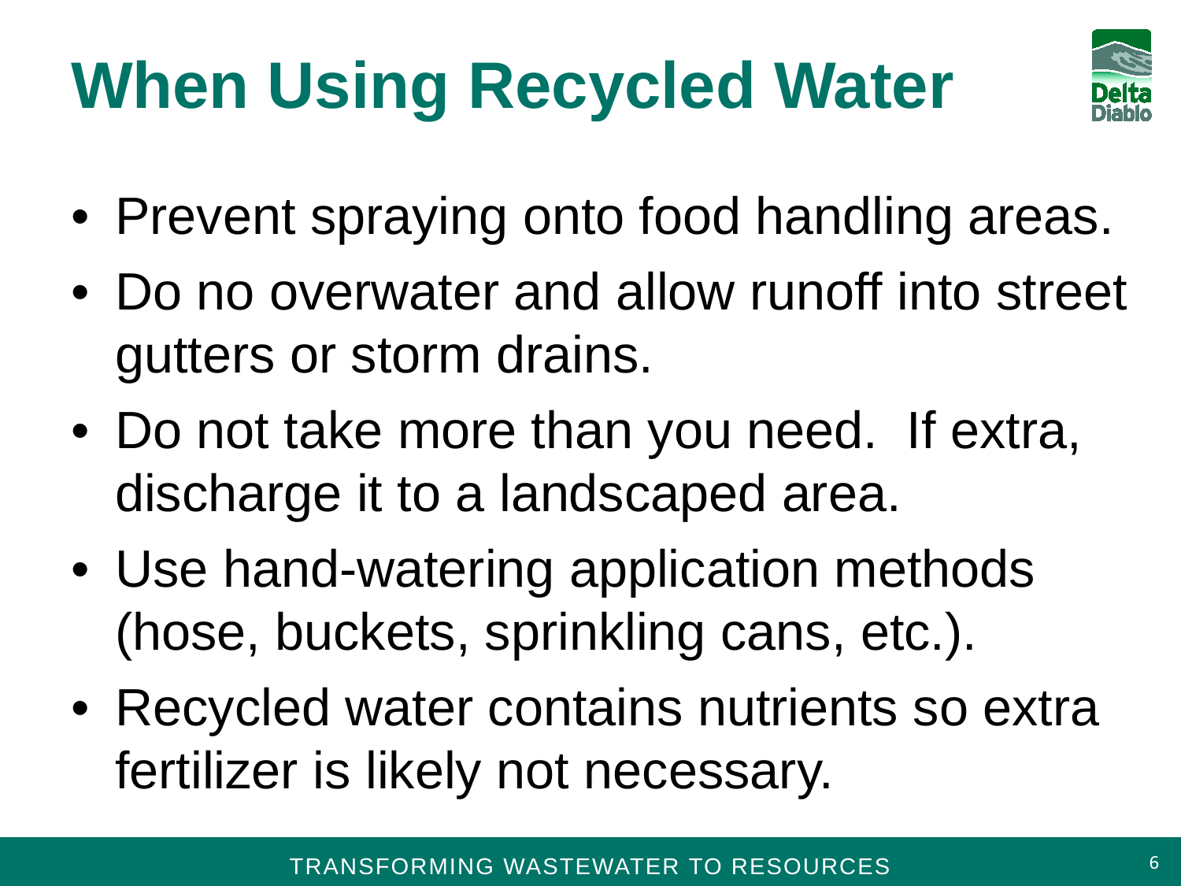# When Using Recycled Water

- Prevent spraying onto food handling areas.
- Do no overwater and allow runoff into street gutters or storm drains.
- Do not take more than you need.  If extra, discharge it to a landscaped area.
- Use hand-watering application methods (hose, buckets, sprinkling cans, etc.).
- Recycled water contains nutrients so extra fertilizer is likely not necessary.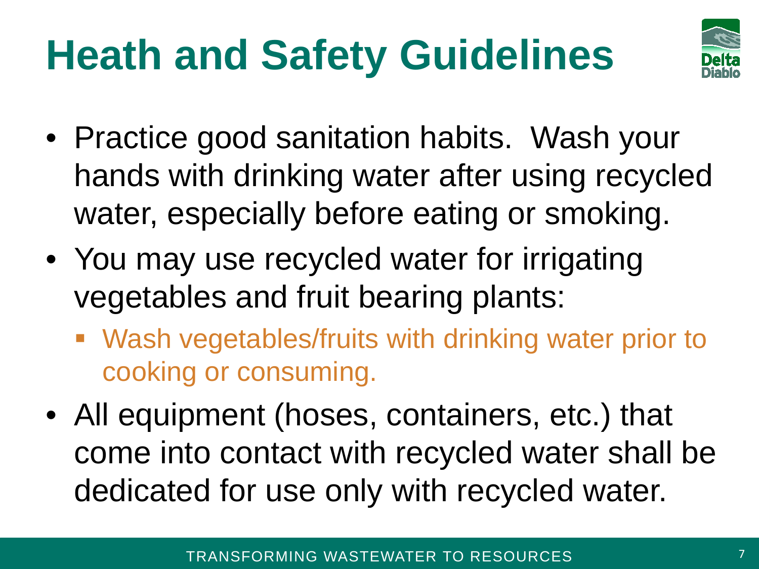# Heath and Safety Guidelines

- Practice good sanitation habits. Wash your hands with drinking water after using recycled water, especially before eating or smoking.
- You may use recycled water for irrigating vegetables and fruit bearing plants:
  - Wash vegetables/fruits with drinking water prior to cooking or consuming.
- All equipment (hoses, containers, etc.) that come into contact with recycled water shall be dedicated for use only with recycled water.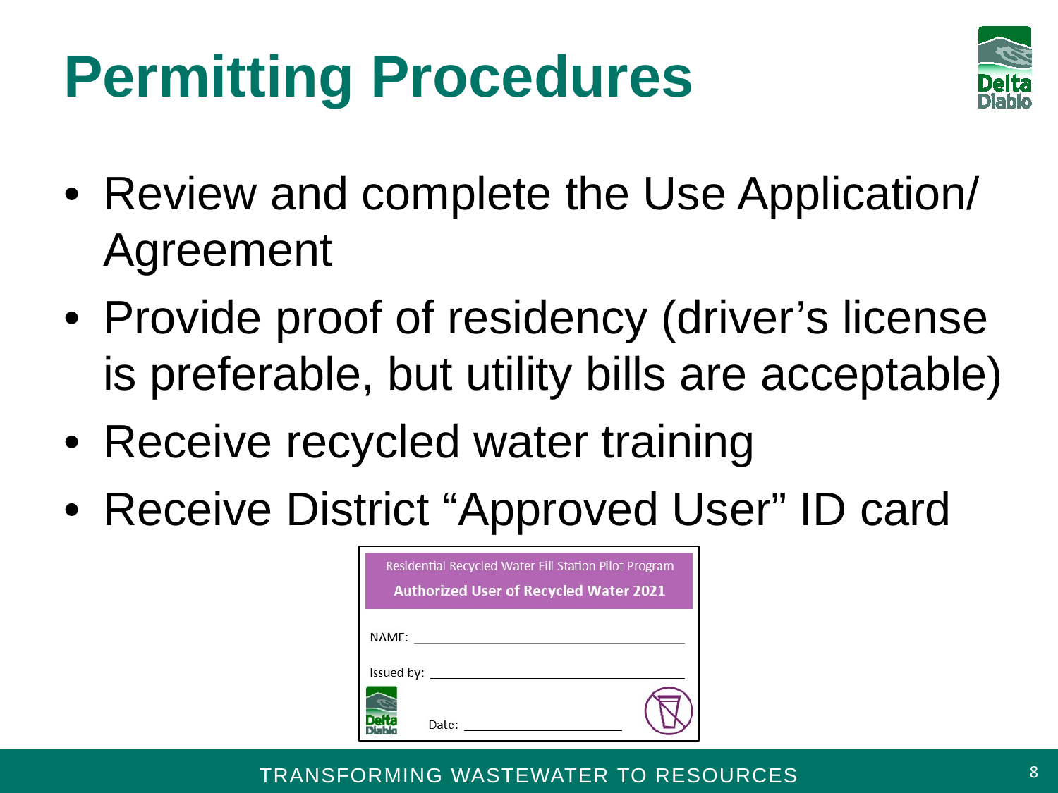# Permitting Procedures

- Review and complete the Use Application/ Agreement
- Provide proof of residency (driver's license is preferable, but utility bills are acceptable)
- Receive recycled water training
- Receive District "Approved User" ID card

Residential Recycled Water Fill Station Pilot Program

**Authorized User of Recycled Water 2021**

NAME: ______________________________

Issued by: ______________________________

Date: ____________________

TRANSFORMING WASTEWATER TO RESOURCES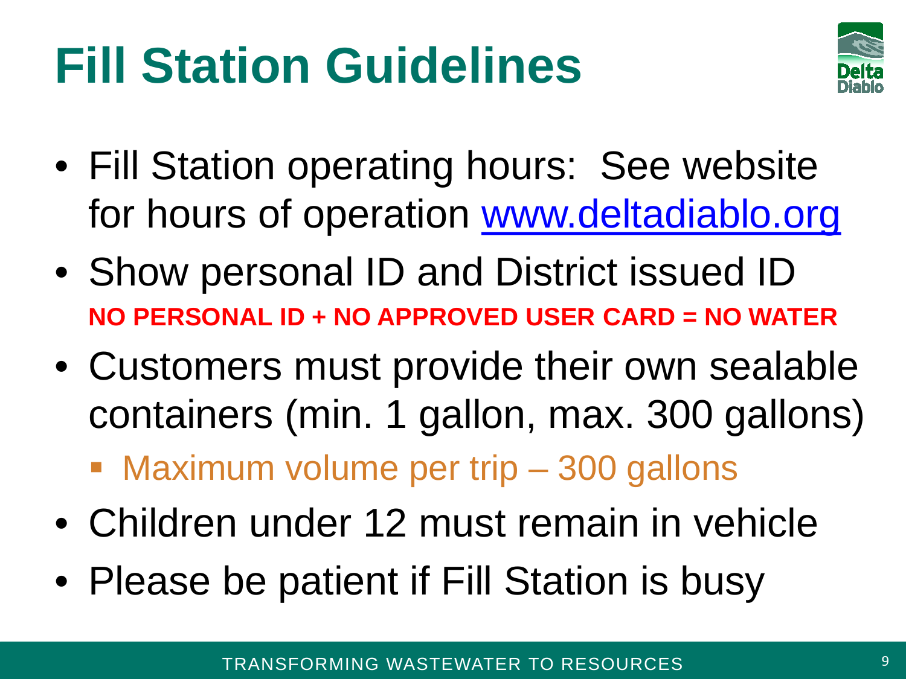# Fill Station Guidelines

- Fill Station operating hours: See website for hours of operation www.deltadiablo.org
- Show personal ID and District issued ID
  **NO PERSONAL ID + NO APPROVED USER CARD = NO WATER**
- Customers must provide their own sealable containers (min. 1 gallon, max. 300 gallons)
  - Maximum volume per trip – 300 gallons
- Children under 12 must remain in vehicle
- Please be patient if Fill Station is busy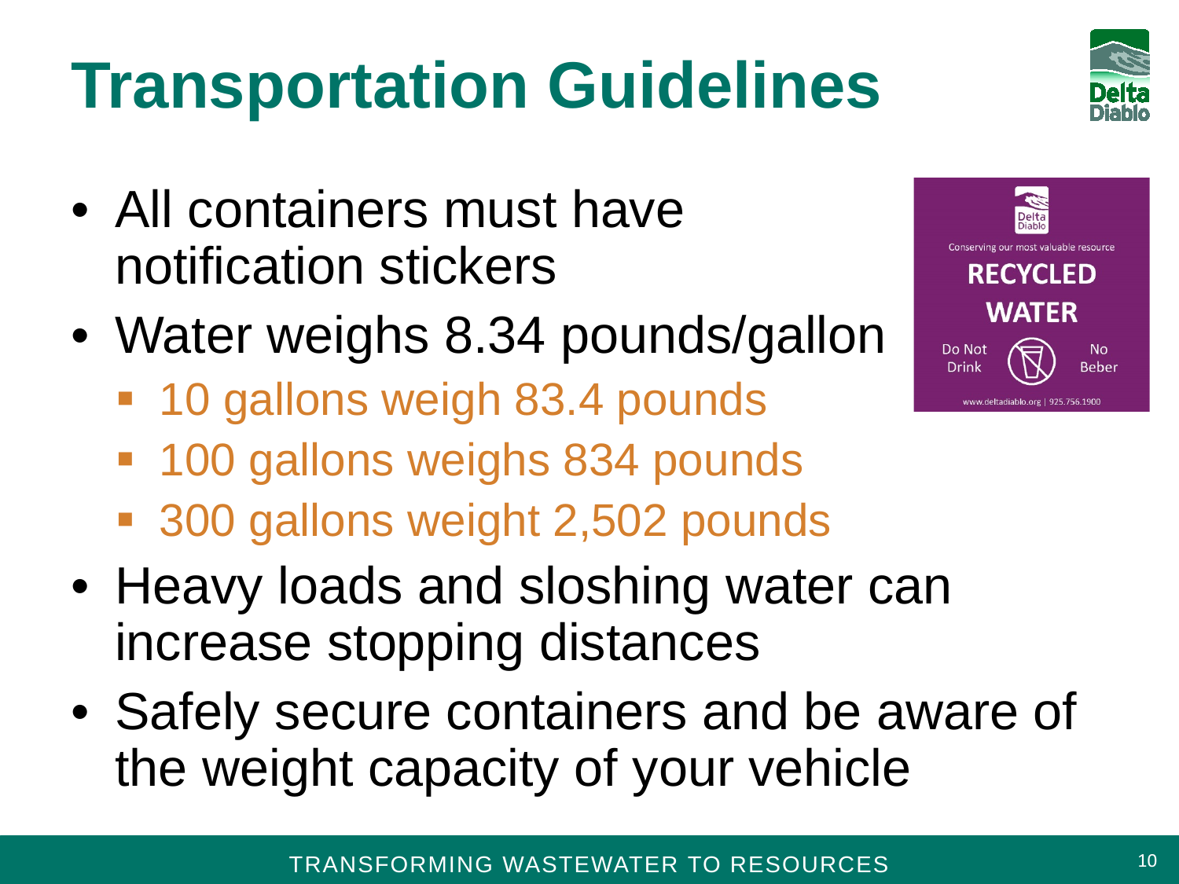# Transportation Guidelines

- All containers must have notification stickers
- Water weighs 8.34 pounds/gallon
  - 10 gallons weigh 83.4 pounds
  - 100 gallons weighs 834 pounds
  - 300 gallons weight 2,502 pounds
- Heavy loads and sloshing water can increase stopping distances
- Safely secure containers and be aware of the weight capacity of your vehicle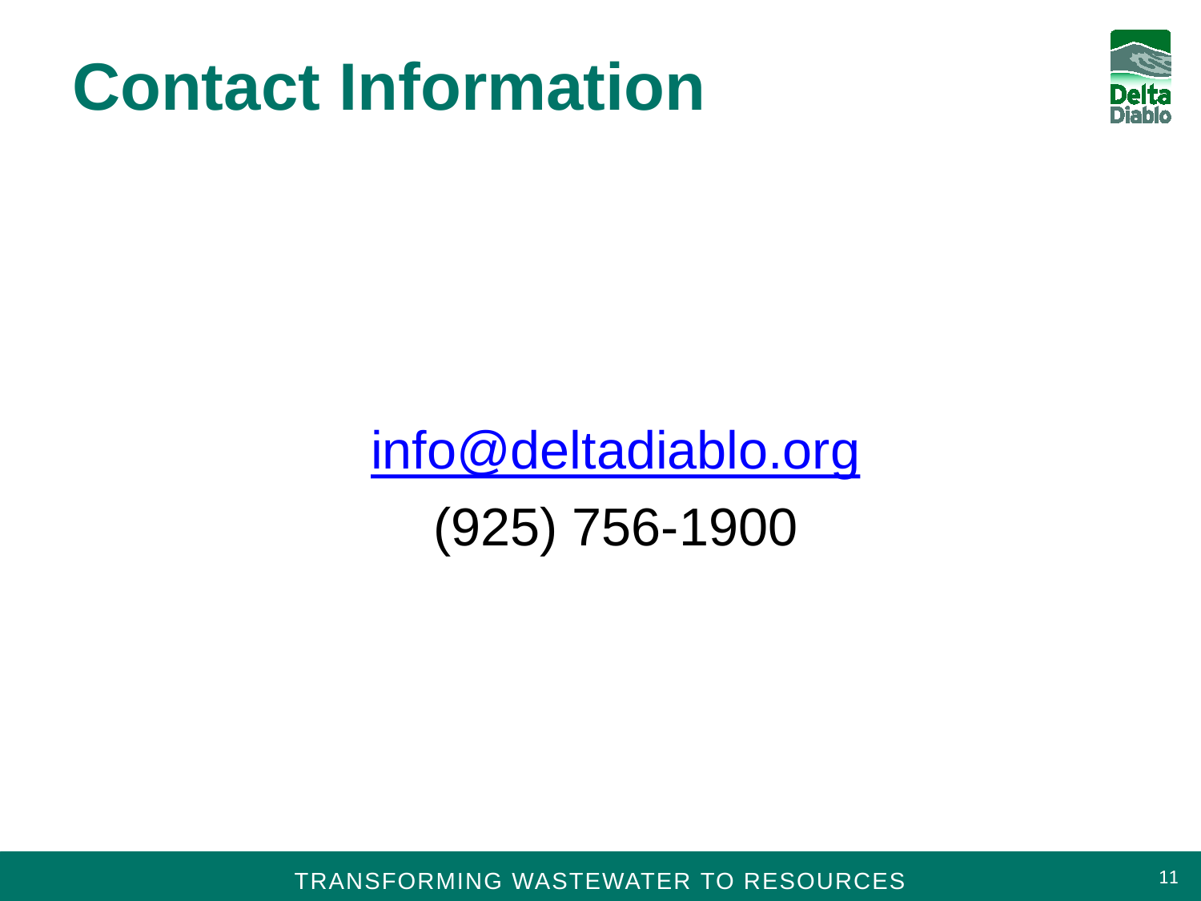# Contact Information

info@deltadiablo.org

(925) 756-1900